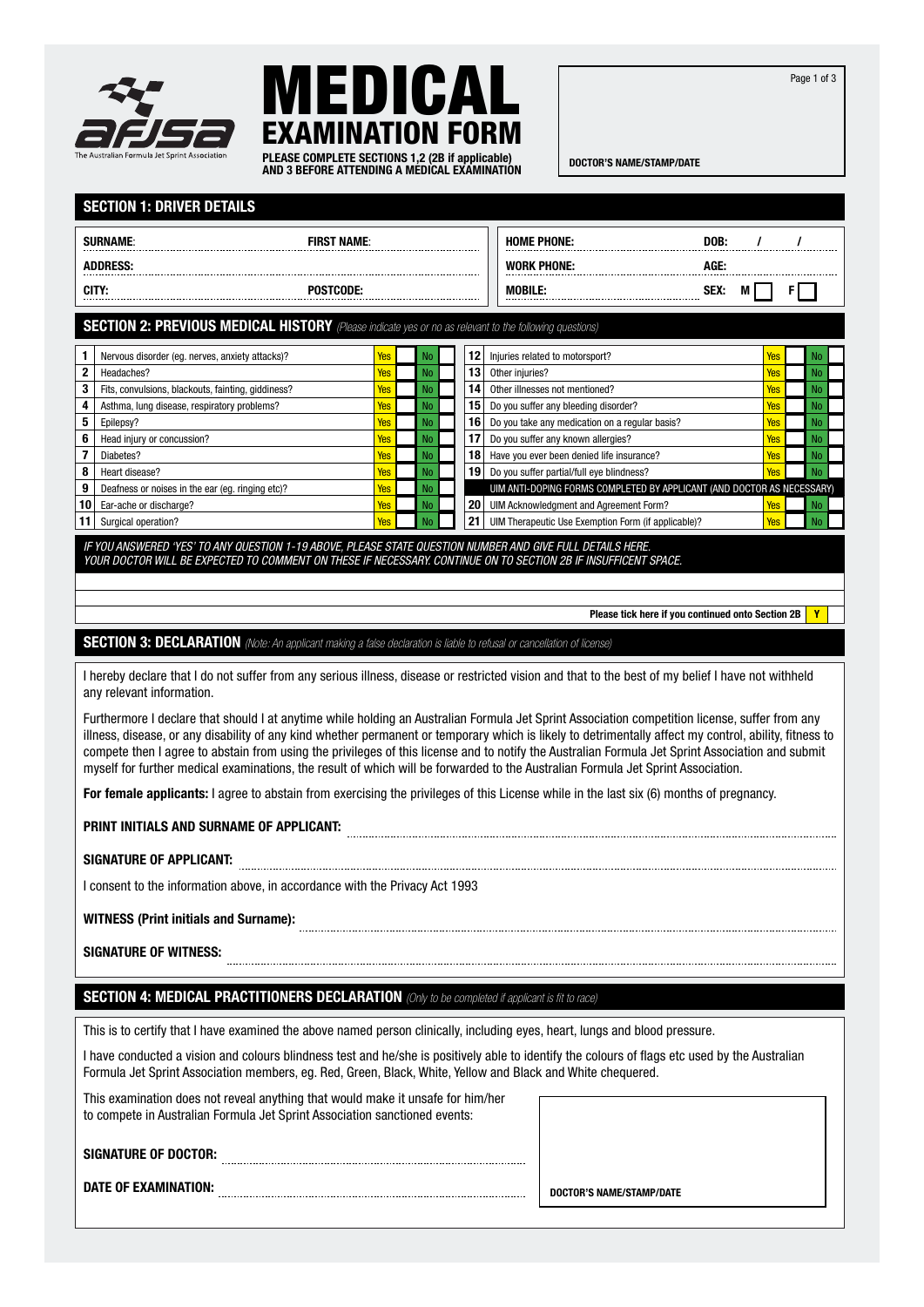afjsa — The Australian Formula Jet Sprint Association

# MEDICAL EXAMINATION FORM

**PLEASE COMPLETE SECTIONS 1,2 (2B if applicable) AND 3 BEFORE ATTENDING A MEDICAL EXAMINATION**

**DOCTOR'S NAME/STAMP/DATE**

## SECTION 1: DRIVER DETAILS

| | | | |
|---|---|---|---|
| **SURNAME:** | **FIRST NAME:** | **HOME PHONE:** | **DOB:** / / |
| **ADDRESS:** | | **WORK PHONE:** | **AGE:** |
| **CITY:** | **POSTCODE:** | **MOBILE:** | **SEX:** M ☐ F ☐ |

## SECTION 2: PREVIOUS MEDICAL HISTORY *(Please indicate yes or no as relevant to the following questions)*

| # | Question | Yes | No |
|---|---|---|---|
| 1 | Nervous disorder (eg. nerves, anxiety attacks)? | Yes ☐ | No ☐ |
| 2 | Headaches? | Yes ☐ | No ☐ |
| 3 | Fits, convulsions, blackouts, fainting, giddiness? | Yes ☐ | No ☐ |
| 4 | Asthma, lung disease, respiratory problems? | Yes ☐ | No ☐ |
| 5 | Epilepsy? | Yes ☐ | No ☐ |
| 6 | Head injury or concussion? | Yes ☐ | No ☐ |
| 7 | Diabetes? | Yes ☐ | No ☐ |
| 8 | Heart disease? | Yes ☐ | No ☐ |
| 9 | Deafness or noises in the ear (eg. ringing etc)? | Yes ☐ | No ☐ |
| 10 | Ear-ache or discharge? | Yes ☐ | No ☐ |
| 11 | Surgical operation? | Yes ☐ | No ☐ |
| 12 | Injuries related to motorsport? | Yes ☐ | No ☐ |
| 13 | Other injuries? | Yes ☐ | No ☐ |
| 14 | Other illnesses not mentioned? | Yes ☐ | No ☐ |
| 15 | Do you suffer any bleeding disorder? | Yes ☐ | No ☐ |
| 16 | Do you take any medication on a regular basis? | Yes ☐ | No ☐ |
| 17 | Do you suffer any known allergies? | Yes ☐ | No ☐ |
| 18 | Have you ever been denied life insurance? | Yes ☐ | No ☐ |
| 19 | Do you suffer partial/full eye blindness? | Yes ☐ | No ☐ |
| | UIM ANTI-DOPING FORMS COMPLETED BY APPLICANT (AND DOCTOR AS NECESSARY) | | |
| 20 | UIM Acknowledgment and Agreement Form? | Yes ☐ | No ☐ |
| 21 | UIM Therapeutic Use Exemption Form (if applicable)? | Yes ☐ | No ☐ |

*IF YOU ANSWERED 'YES' TO ANY QUESTION 1-19 ABOVE, PLEASE STATE QUESTION NUMBER AND GIVE FULL DETAILS HERE. YOUR DOCTOR WILL BE EXPECTED TO COMMENT ON THESE IF NECESSARY. CONTINUE ON TO SECTION 2B IF INSUFFICENT SPACE.*

**Please tick here if you continued onto Section 2B** Y ☐

## SECTION 3: DECLARATION *(Note: An applicant making a false declaration is liable to refusal or cancellation of license)*

I hereby declare that I do not suffer from any serious illness, disease or restricted vision and that to the best of my belief I have not withheld any relevant information.

Furthermore I declare that should I at anytime while holding an Australian Formula Jet Sprint Association competition license, suffer from any illness, disease, or any disability of any kind whether permanent or temporary which is likely to detrimentally affect my control, ability, fitness to compete then I agree to abstain from using the privileges of this license and to notify the Australian Formula Jet Sprint Association and submit myself for further medical examinations, the result of which will be forwarded to the Australian Formula Jet Sprint Association.

**For female applicants:** I agree to abstain from exercising the privileges of this License while in the last six (6) months of pregnancy.

**PRINT INITIALS AND SURNAME OF APPLICANT:** ..............................

**SIGNATURE OF APPLICANT:** ..............................

I consent to the information above, in accordance with the Privacy Act 1993

**WITNESS (Print initials and Surname):** ..............................

**SIGNATURE OF WITNESS:** ..............................

## SECTION 4: MEDICAL PRACTITIONERS DECLARATION *(Only to be completed if applicant is fit to race)*

This is to certify that I have examined the above named person clinically, including eyes, heart, lungs and blood pressure.

I have conducted a vision and colours blindness test and he/she is positively able to identify the colours of flags etc used by the Australian Formula Jet Sprint Association members, eg. Red, Green, Black, White, Yellow and Black and White chequered.

This examination does not reveal anything that would make it unsafe for him/her to compete in Australian Formula Jet Sprint Association sanctioned events:

**SIGNATURE OF DOCTOR:** ..............................

**DATE OF EXAMINATION:** ..............................

**DOCTOR'S NAME/STAMP/DATE**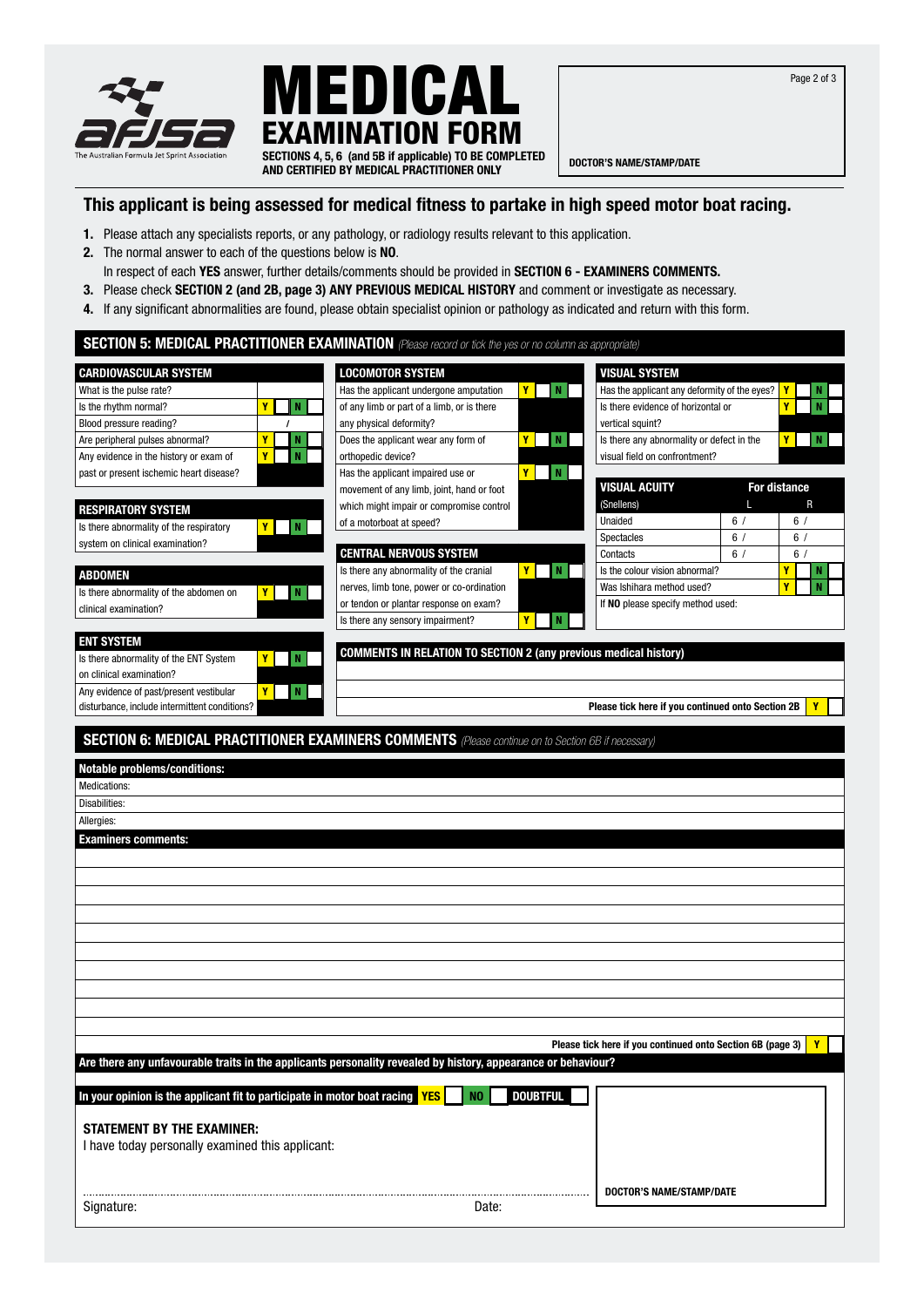# MEDICAL EXAMINATION FORM

**SECTIONS 4, 5, 6 (and 5B if applicable) TO BE COMPLETED AND CERTIFIED BY MEDICAL PRACTITIONER ONLY**

**DOCTOR'S NAME/STAMP/DATE**

## This applicant is being assessed for medical fitness to partake in high speed motor boat racing.

1. Please attach any specialists reports, or any pathology, or radiology results relevant to this application.
2. The normal answer to each of the questions below is **NO**.
   In respect of each **YES** answer, further details/comments should be provided in **SECTION 6 - EXAMINERS COMMENTS.**
3. Please check **SECTION 2 (and 2B, page 3) ANY PREVIOUS MEDICAL HISTORY** and comment or investigate as necessary.
4. If any significant abnormalities are found, please obtain specialist opinion or pathology as indicated and return with this form.

## SECTION 5: MEDICAL PRACTITIONER EXAMINATION *(Please record or tick the yes or no column as appropriate)*

| CARDIOVASCULAR SYSTEM | |
|---|---|
| What is the pulse rate? | |
| Is the rhythm normal? | Y ☐ N ☐ |
| Blood pressure reading? | / |
| Are peripheral pulses abnormal? | Y ☐ N ☐ |
| Any evidence in the history or exam of past or present ischemic heart disease? | Y ☐ N ☐ |

| RESPIRATORY SYSTEM | |
|---|---|
| Is there abnormality of the respiratory system on clinical examination? | Y ☐ N ☐ |

| ABDOMEN | |
|---|---|
| Is there abnormality of the abdomen on clinical examination? | Y ☐ N ☐ |

| ENT SYSTEM | |
|---|---|
| Is there abnormality of the ENT System on clinical examination? | Y ☐ N ☐ |
| Any evidence of past/present vestibular disturbance, include intermittent conditions? | Y ☐ N ☐ |

| LOCOMOTOR SYSTEM | |
|---|---|
| Has the applicant undergone amputation of any limb or part of a limb, or is there any physical deformity? | Y ☐ N ☐ |
| Does the applicant wear any form of orthopedic device? | Y ☐ N ☐ |
| Has the applicant impaired use or movement of any limb, joint, hand or foot which might impair or compromise control of a motorboat at speed? | Y ☐ N ☐ |

| CENTRAL NERVOUS SYSTEM | |
|---|---|
| Is there any abnormality of the cranial nerves, limb tone, power or co-ordination or tendon or plantar response on exam? | Y ☐ N ☐ |
| Is there any sensory impairment? | Y ☐ N ☐ |

| VISUAL SYSTEM | |
|---|---|
| Has the applicant any deformity of the eyes? | Y ☐ N ☐ |
| Is there evidence of horizontal or vertical squint? | Y ☐ N ☐ |
| Is there any abnormality or defect in the visual field on confrontment? | Y ☐ N ☐ |

| VISUAL ACUITY (Snellens) | For distance L | For distance R |
|---|---|---|
| Unaided | 6 / | 6 / |
| Spectacles | 6 / | 6 / |
| Contacts | 6 / | 6 / |
| Is the colour vision abnormal? | Y ☐ N ☐ | |
| Was Ishihara method used? | Y ☐ N ☐ | |
| If **NO** please specify method used: | | |

**COMMENTS IN RELATION TO SECTION 2 (any previous medical history)**

**Please tick here if you continued onto Section 2B** Y ☐

## SECTION 6: MEDICAL PRACTITIONER EXAMINERS COMMENTS *(Please continue on to Section 6B if necessary)*

**Notable problems/conditions:**

Medications:

Disabilities:

Allergies:

**Examiners comments:**

**Please tick here if you continued onto Section 6B (page 3)** Y ☐

**Are there any unfavourable traits in the applicants personality revealed by history, appearance or behaviour?**

**In your opinion is the applicant fit to participate in motor boat racing** YES ☐ NO ☐ DOUBTFUL ☐

**STATEMENT BY THE EXAMINER:**

I have today personally examined this applicant:

Signature: ............................................ Date:

**DOCTOR'S NAME/STAMP/DATE**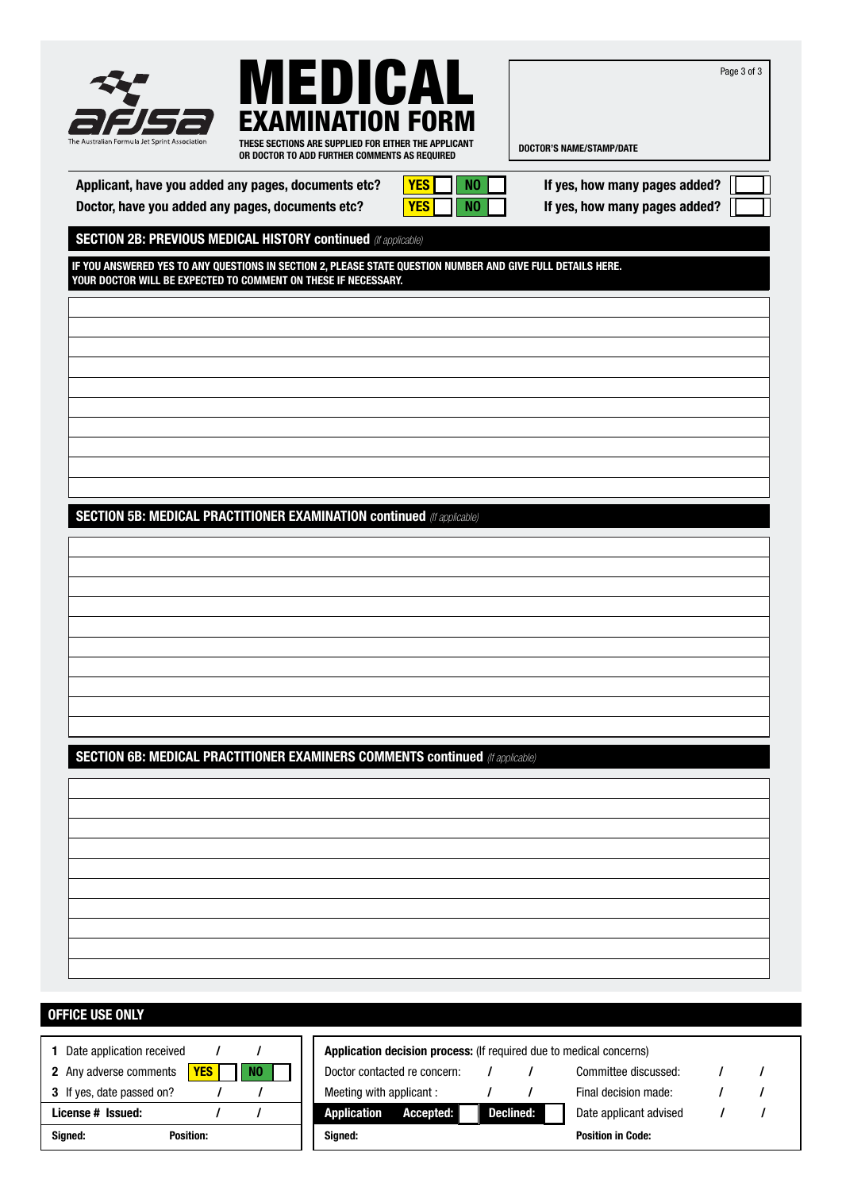# MEDICAL EXAMINATION FORM

The Australian Formula Jet Sprint Association

**THESE SECTIONS ARE SUPPLIED FOR EITHER THE APPLICANT OR DOCTOR TO ADD FURTHER COMMENTS AS REQUIRED**

**DOCTOR'S NAME/STAMP/DATE**

| | | | |
|---|---|---|---|
| **Applicant, have you added any pages, documents etc?** | YES ☐ NO ☐ | **If yes, how many pages added?** | ☐ |
| **Doctor, have you added any pages, documents etc?** | YES ☐ NO ☐ | **If yes, how many pages added?** | ☐ |

## SECTION 2B: PREVIOUS MEDICAL HISTORY continued *(If applicable)*

**IF YOU ANSWERED YES TO ANY QUESTIONS IN SECTION 2, PLEASE STATE QUESTION NUMBER AND GIVE FULL DETAILS HERE. YOUR DOCTOR WILL BE EXPECTED TO COMMENT ON THESE IF NECESSARY.**

## SECTION 5B: MEDICAL PRACTITIONER EXAMINATION continued *(If applicable)*

## SECTION 6B: MEDICAL PRACTITIONER EXAMINERS COMMENTS continued *(If applicable)*

## OFFICE USE ONLY

| | |
|---|---|
| 1 Date application received | / / |
| 2 Any adverse comments | YES ☐ NO ☐ |
| 3 If yes, date passed on? | / / |
| **License # Issued:** | / / |
| **Signed:** | **Position:** |

**Application decision process:** (If required due to medical concerns)

| | | | |
|---|---|---|---|
| Doctor contacted re concern: | / / | Committee discussed: | / / |
| Meeting with applicant : | / / | Final decision made: | / / |
| **Application Accepted:** ☐ | **Declined:** ☐ | Date applicant advised | / / |
| **Signed:** | | **Position in Code:** | |